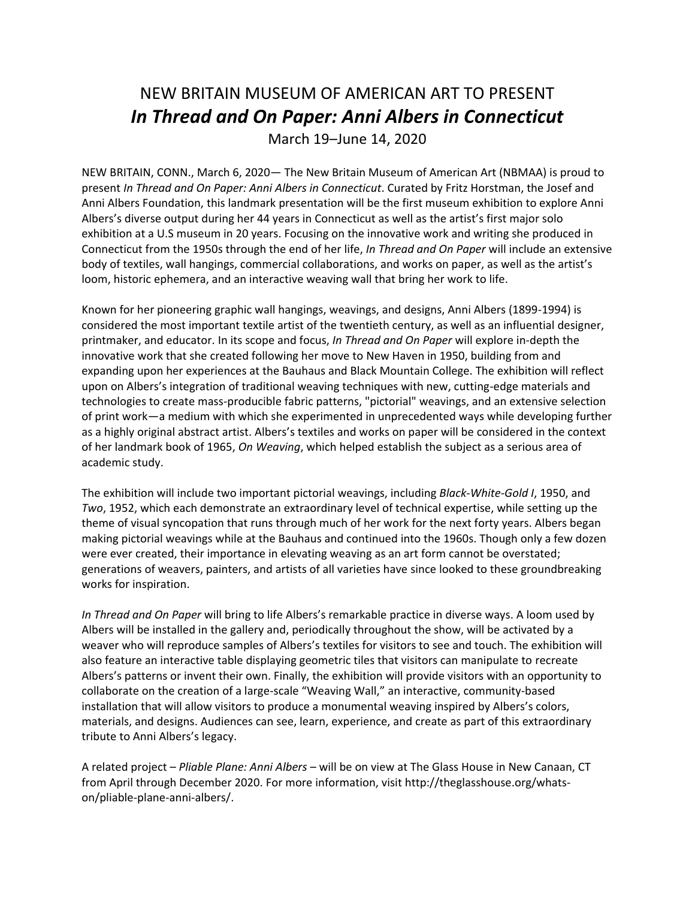# NEW BRITAIN MUSEUM OF AMERICAN ART TO PRESENT
## *In Thread and On Paper: Anni Albers in Connecticut*

March 19–June 14, 2020

NEW BRITAIN, CONN., March 6, 2020— The New Britain Museum of American Art (NBMAA) is proud to present *In Thread and On Paper: Anni Albers in Connecticut*. Curated by Fritz Horstman, the Josef and Anni Albers Foundation, this landmark presentation will be the first museum exhibition to explore Anni Albers's diverse output during her 44 years in Connecticut as well as the artist's first major solo exhibition at a U.S museum in 20 years. Focusing on the innovative work and writing she produced in Connecticut from the 1950s through the end of her life, *In Thread and On Paper* will include an extensive body of textiles, wall hangings, commercial collaborations, and works on paper, as well as the artist's loom, historic ephemera, and an interactive weaving wall that bring her work to life.

Known for her pioneering graphic wall hangings, weavings, and designs, Anni Albers (1899-1994) is considered the most important textile artist of the twentieth century, as well as an influential designer, printmaker, and educator. In its scope and focus, *In Thread and On Paper* will explore in-depth the innovative work that she created following her move to New Haven in 1950, building from and expanding upon her experiences at the Bauhaus and Black Mountain College. The exhibition will reflect upon on Albers's integration of traditional weaving techniques with new, cutting-edge materials and technologies to create mass-producible fabric patterns, "pictorial" weavings, and an extensive selection of print work—a medium with which she experimented in unprecedented ways while developing further as a highly original abstract artist. Albers's textiles and works on paper will be considered in the context of her landmark book of 1965, *On Weaving*, which helped establish the subject as a serious area of academic study.

The exhibition will include two important pictorial weavings, including *Black-White-Gold I*, 1950, and *Two*, 1952, which each demonstrate an extraordinary level of technical expertise, while setting up the theme of visual syncopation that runs through much of her work for the next forty years. Albers began making pictorial weavings while at the Bauhaus and continued into the 1960s. Though only a few dozen were ever created, their importance in elevating weaving as an art form cannot be overstated; generations of weavers, painters, and artists of all varieties have since looked to these groundbreaking works for inspiration.

*In Thread and On Paper* will bring to life Albers's remarkable practice in diverse ways. A loom used by Albers will be installed in the gallery and, periodically throughout the show, will be activated by a weaver who will reproduce samples of Albers's textiles for visitors to see and touch. The exhibition will also feature an interactive table displaying geometric tiles that visitors can manipulate to recreate Albers's patterns or invent their own. Finally, the exhibition will provide visitors with an opportunity to collaborate on the creation of a large-scale "Weaving Wall," an interactive, community-based installation that will allow visitors to produce a monumental weaving inspired by Albers's colors, materials, and designs. Audiences can see, learn, experience, and create as part of this extraordinary tribute to Anni Albers's legacy.

A related project – *Pliable Plane: Anni Albers* – will be on view at The Glass House in New Canaan, CT from April through December 2020. For more information, visit http://theglasshouse.org/whats-on/pliable-plane-anni-albers/.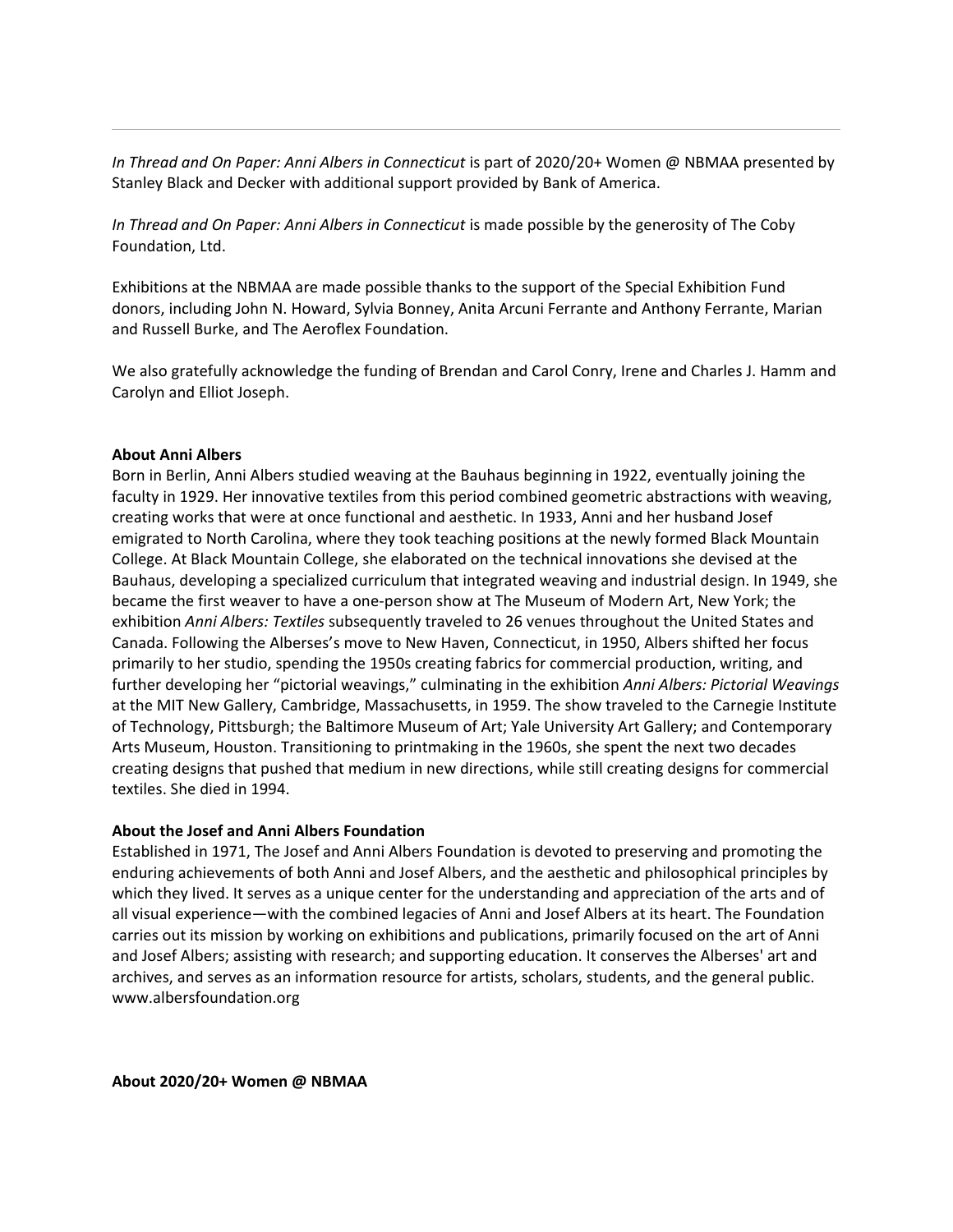---

*In Thread and On Paper: Anni Albers in Connecticut* is part of 2020/20+ Women @ NBMAA presented by Stanley Black and Decker with additional support provided by Bank of America.

*In Thread and On Paper: Anni Albers in Connecticut* is made possible by the generosity of The Coby Foundation, Ltd.

Exhibitions at the NBMAA are made possible thanks to the support of the Special Exhibition Fund donors, including John N. Howard, Sylvia Bonney, Anita Arcuni Ferrante and Anthony Ferrante, Marian and Russell Burke, and The Aeroflex Foundation.

We also gratefully acknowledge the funding of Brendan and Carol Conry, Irene and Charles J. Hamm and Carolyn and Elliot Joseph.

**About Anni Albers**

Born in Berlin, Anni Albers studied weaving at the Bauhaus beginning in 1922, eventually joining the faculty in 1929. Her innovative textiles from this period combined geometric abstractions with weaving, creating works that were at once functional and aesthetic. In 1933, Anni and her husband Josef emigrated to North Carolina, where they took teaching positions at the newly formed Black Mountain College. At Black Mountain College, she elaborated on the technical innovations she devised at the Bauhaus, developing a specialized curriculum that integrated weaving and industrial design. In 1949, she became the first weaver to have a one-person show at The Museum of Modern Art, New York; the exhibition *Anni Albers: Textiles* subsequently traveled to 26 venues throughout the United States and Canada. Following the Alberses's move to New Haven, Connecticut, in 1950, Albers shifted her focus primarily to her studio, spending the 1950s creating fabrics for commercial production, writing, and further developing her "pictorial weavings," culminating in the exhibition *Anni Albers: Pictorial Weavings* at the MIT New Gallery, Cambridge, Massachusetts, in 1959. The show traveled to the Carnegie Institute of Technology, Pittsburgh; the Baltimore Museum of Art; Yale University Art Gallery; and Contemporary Arts Museum, Houston. Transitioning to printmaking in the 1960s, she spent the next two decades creating designs that pushed that medium in new directions, while still creating designs for commercial textiles. She died in 1994.

**About the Josef and Anni Albers Foundation**

Established in 1971, The Josef and Anni Albers Foundation is devoted to preserving and promoting the enduring achievements of both Anni and Josef Albers, and the aesthetic and philosophical principles by which they lived. It serves as a unique center for the understanding and appreciation of the arts and of all visual experience—with the combined legacies of Anni and Josef Albers at its heart. The Foundation carries out its mission by working on exhibitions and publications, primarily focused on the art of Anni and Josef Albers; assisting with research; and supporting education. It conserves the Alberses' art and archives, and serves as an information resource for artists, scholars, students, and the general public. www.albersfoundation.org

**About 2020/20+ Women @ NBMAA**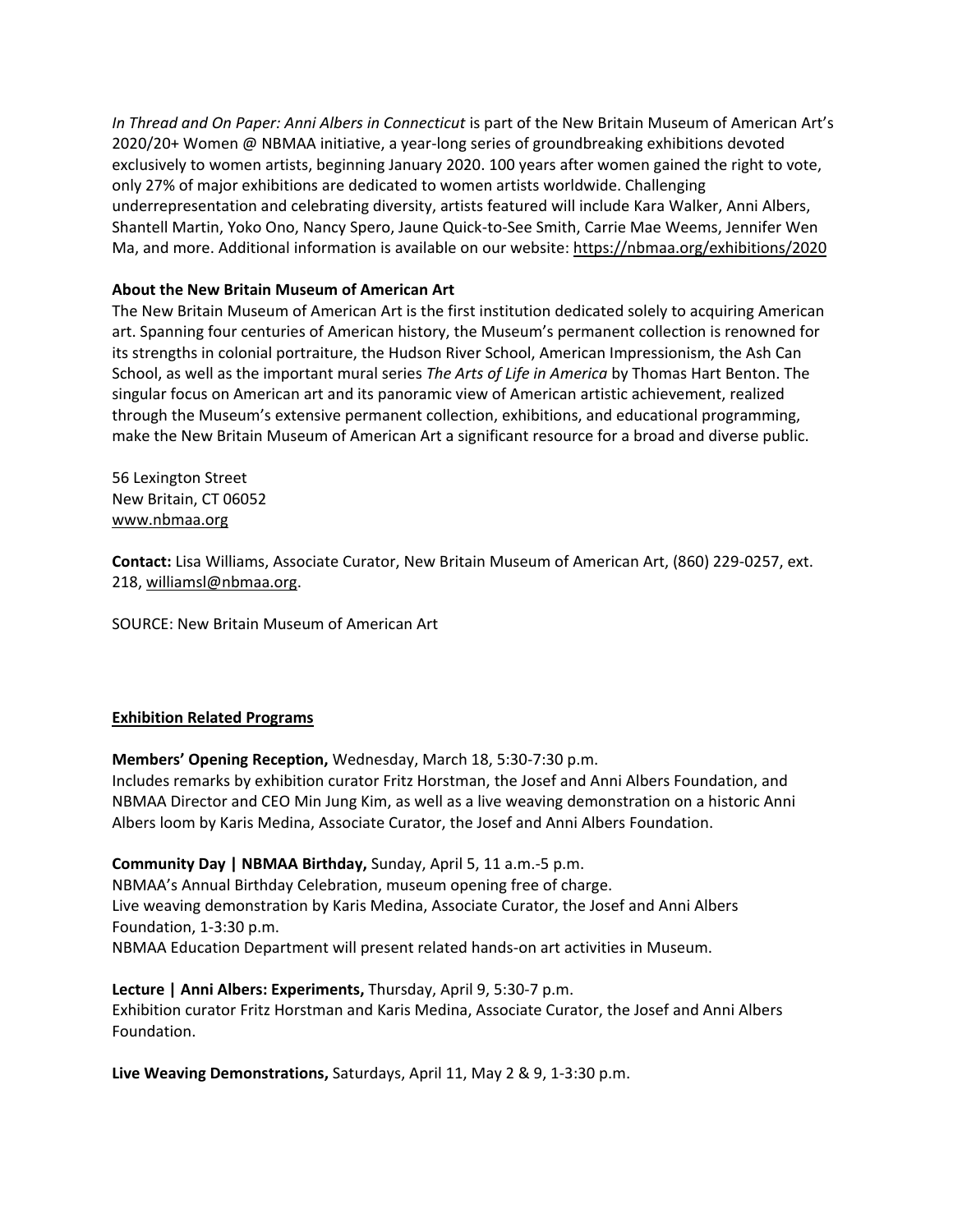*In Thread and On Paper: Anni Albers in Connecticut* is part of the New Britain Museum of American Art's 2020/20+ Women @ NBMAA initiative, a year-long series of groundbreaking exhibitions devoted exclusively to women artists, beginning January 2020. 100 years after women gained the right to vote, only 27% of major exhibitions are dedicated to women artists worldwide. Challenging underrepresentation and celebrating diversity, artists featured will include Kara Walker, Anni Albers, Shantell Martin, Yoko Ono, Nancy Spero, Jaune Quick-to-See Smith, Carrie Mae Weems, Jennifer Wen Ma, and more. Additional information is available on our website: https://nbmaa.org/exhibitions/2020

**About the New Britain Museum of American Art**

The New Britain Museum of American Art is the first institution dedicated solely to acquiring American art. Spanning four centuries of American history, the Museum's permanent collection is renowned for its strengths in colonial portraiture, the Hudson River School, American Impressionism, the Ash Can School, as well as the important mural series *The Arts of Life in America* by Thomas Hart Benton. The singular focus on American art and its panoramic view of American artistic achievement, realized through the Museum's extensive permanent collection, exhibitions, and educational programming, make the New Britain Museum of American Art a significant resource for a broad and diverse public.

56 Lexington Street
New Britain, CT 06052
www.nbmaa.org

**Contact:** Lisa Williams, Associate Curator, New Britain Museum of American Art, (860) 229-0257, ext. 218, williamsl@nbmaa.org.

SOURCE: New Britain Museum of American Art

**Exhibition Related Programs**

**Members' Opening Reception,** Wednesday, March 18, 5:30-7:30 p.m.
Includes remarks by exhibition curator Fritz Horstman, the Josef and Anni Albers Foundation, and NBMAA Director and CEO Min Jung Kim, as well as a live weaving demonstration on a historic Anni Albers loom by Karis Medina, Associate Curator, the Josef and Anni Albers Foundation.

**Community Day | NBMAA Birthday,** Sunday, April 5, 11 a.m.-5 p.m.
NBMAA's Annual Birthday Celebration, museum opening free of charge.
Live weaving demonstration by Karis Medina, Associate Curator, the Josef and Anni Albers Foundation, 1-3:30 p.m.
NBMAA Education Department will present related hands-on art activities in Museum.

**Lecture | Anni Albers: Experiments,** Thursday, April 9, 5:30-7 p.m.
Exhibition curator Fritz Horstman and Karis Medina, Associate Curator, the Josef and Anni Albers Foundation.

**Live Weaving Demonstrations,** Saturdays, April 11, May 2 & 9, 1-3:30 p.m.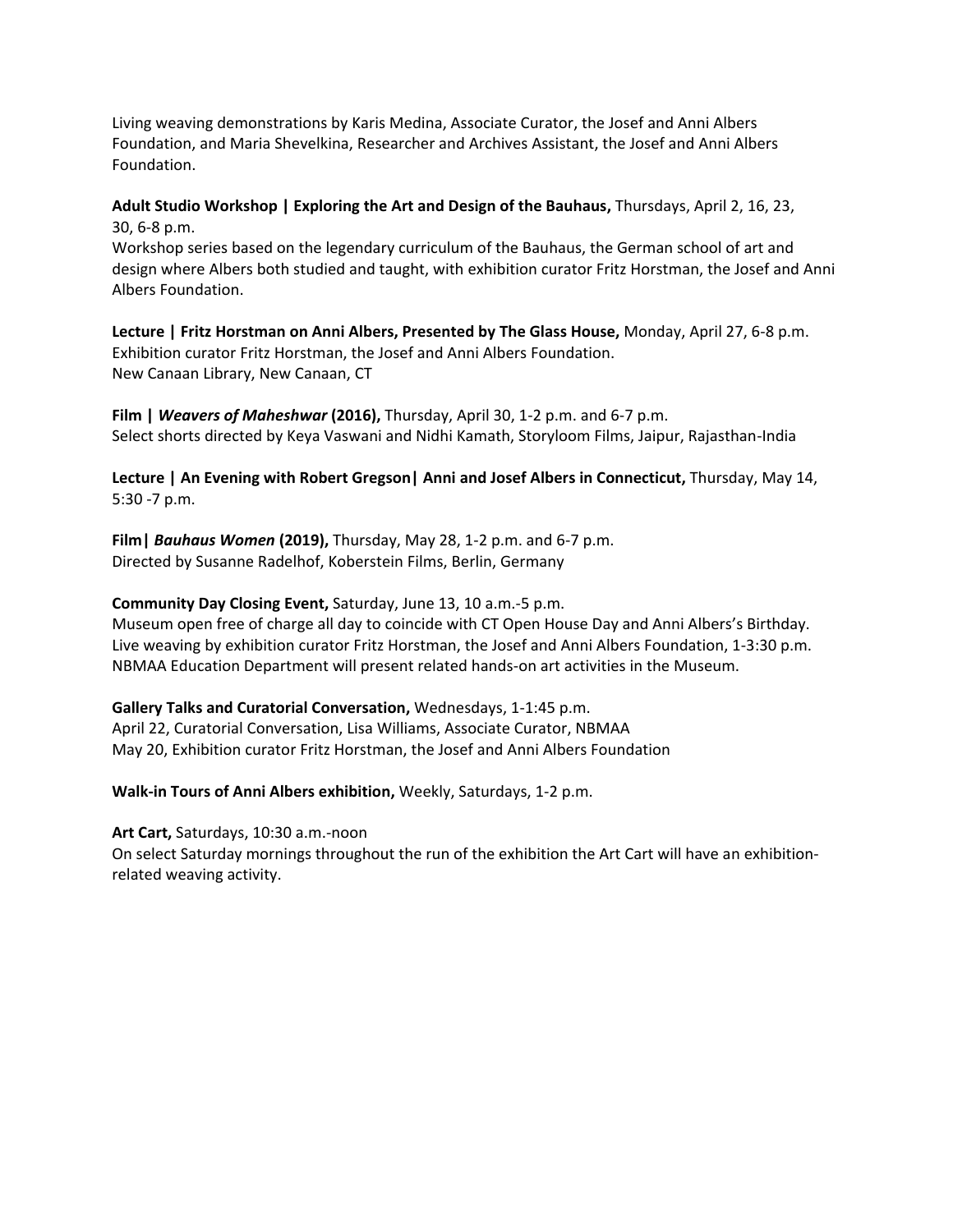Living weaving demonstrations by Karis Medina, Associate Curator, the Josef and Anni Albers Foundation, and Maria Shevelkina, Researcher and Archives Assistant, the Josef and Anni Albers Foundation.

**Adult Studio Workshop | Exploring the Art and Design of the Bauhaus,** Thursdays, April 2, 16, 23, 30, 6-8 p.m.
Workshop series based on the legendary curriculum of the Bauhaus, the German school of art and design where Albers both studied and taught, with exhibition curator Fritz Horstman, the Josef and Anni Albers Foundation.

**Lecture | Fritz Horstman on Anni Albers, Presented by The Glass House,** Monday, April 27, 6-8 p.m.
Exhibition curator Fritz Horstman, the Josef and Anni Albers Foundation.
New Canaan Library, New Canaan, CT

**Film | *Weavers of Maheshwar* (2016),** Thursday, April 30, 1-2 p.m. and 6-7 p.m.
Select shorts directed by Keya Vaswani and Nidhi Kamath, Storyloom Films, Jaipur, Rajasthan-India

**Lecture | An Evening with Robert Gregson| Anni and Josef Albers in Connecticut,** Thursday, May 14, 5:30 -7 p.m.

**Film| *Bauhaus Women* (2019),** Thursday, May 28, 1-2 p.m. and 6-7 p.m.
Directed by Susanne Radelhof, Koberstein Films, Berlin, Germany

**Community Day Closing Event,** Saturday, June 13, 10 a.m.-5 p.m.
Museum open free of charge all day to coincide with CT Open House Day and Anni Albers's Birthday. Live weaving by exhibition curator Fritz Horstman, the Josef and Anni Albers Foundation, 1-3:30 p.m. NBMAA Education Department will present related hands-on art activities in the Museum.

**Gallery Talks and Curatorial Conversation,** Wednesdays, 1-1:45 p.m.
April 22, Curatorial Conversation, Lisa Williams, Associate Curator, NBMAA
May 20, Exhibition curator Fritz Horstman, the Josef and Anni Albers Foundation

**Walk-in Tours of Anni Albers exhibition,** Weekly, Saturdays, 1-2 p.m.

**Art Cart,** Saturdays, 10:30 a.m.-noon
On select Saturday mornings throughout the run of the exhibition the Art Cart will have an exhibition-related weaving activity.